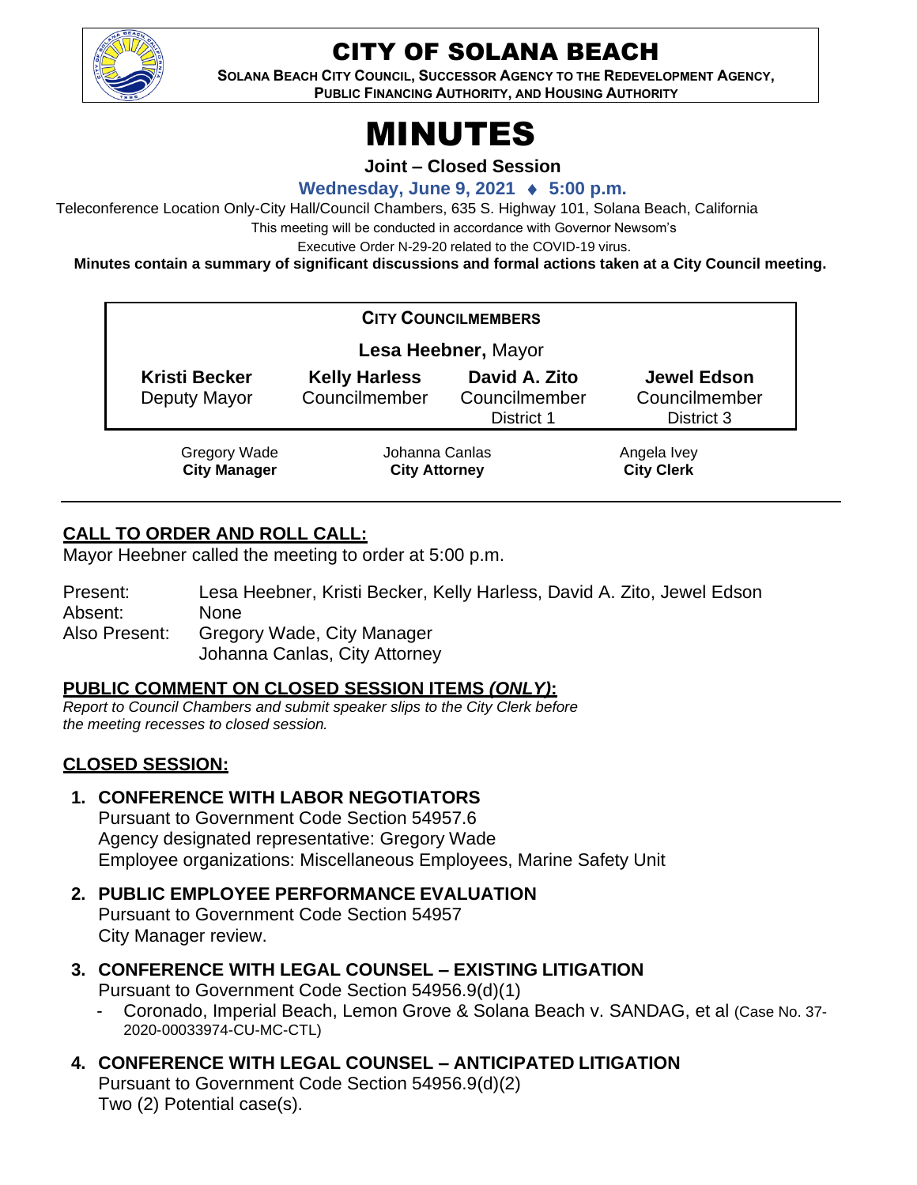# CITY OF SOLANA BEACH

**SOLANA BEACH CITY COUNCIL, SUCCESSOR AGENCY TO THE REDEVELOPMENT AGENCY, PUBLIC FINANCING AUTHORITY, AND HOUSING AUTHORITY**

# MINUTES

**Joint – Closed Session**

**Wednesday, June 9, 2021 ♦ 5:00 p.m.**

Teleconference Location Only-City Hall/Council Chambers, 635 S. Highway 101, Solana Beach, California

This meeting will be conducted in accordance with Governor Newsom's

Executive Order N-29-20 related to the COVID-19 virus.

**Minutes contain a summary of significant discussions and formal actions taken at a City Council meeting.**

**CITY COUNCILMEMBERS**

**Lesa Heebner,** Mayor

| **Kristi Becker** Deputy Mayor | **Kelly Harless** Councilmember | **David A. Zito** Councilmember District 1 | **Jewel Edson** Councilmember District 3 |
|---|---|---|---|

| Gregory Wade **City Manager** | Johanna Canlas **City Attorney** | Angela Ivey **City Clerk** |
|---|---|---|

## CALL TO ORDER AND ROLL CALL:

Mayor Heebner called the meeting to order at 5:00 p.m.

Present: Lesa Heebner, Kristi Becker, Kelly Harless, David A. Zito, Jewel Edson
Absent: None
Also Present: Gregory Wade, City Manager
Johanna Canlas, City Attorney

## PUBLIC COMMENT ON CLOSED SESSION ITEMS *(ONLY)*:

*Report to Council Chambers and submit speaker slips to the City Clerk before the meeting recesses to closed session.*

## CLOSED SESSION:

1. **CONFERENCE WITH LABOR NEGOTIATORS**
   Pursuant to Government Code Section 54957.6
   Agency designated representative: Gregory Wade
   Employee organizations: Miscellaneous Employees, Marine Safety Unit

2. **PUBLIC EMPLOYEE PERFORMANCE EVALUATION**
   Pursuant to Government Code Section 54957
   City Manager review.

3. **CONFERENCE WITH LEGAL COUNSEL – EXISTING LITIGATION**
   Pursuant to Government Code Section 54956.9(d)(1)
   - Coronado, Imperial Beach, Lemon Grove & Solana Beach v. SANDAG, et al (Case No. 37-2020-00033974-CU-MC-CTL)

4. **CONFERENCE WITH LEGAL COUNSEL – ANTICIPATED LITIGATION**
   Pursuant to Government Code Section 54956.9(d)(2)
   Two (2) Potential case(s).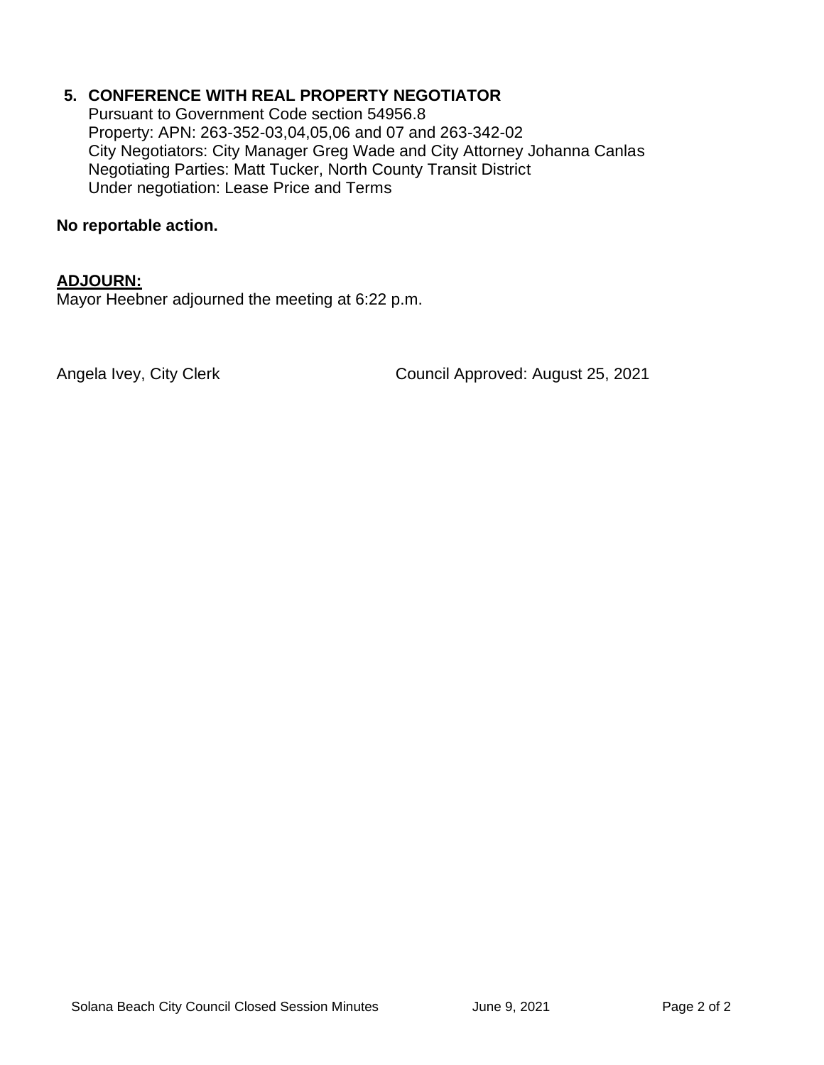5. **CONFERENCE WITH REAL PROPERTY NEGOTIATOR**
   Pursuant to Government Code section 54956.8
   Property: APN: 263-352-03,04,05,06 and 07 and 263-342-02
   City Negotiators: City Manager Greg Wade and City Attorney Johanna Canlas
   Negotiating Parties: Matt Tucker, North County Transit District
   Under negotiation: Lease Price and Terms

**No reportable action.**

**ADJOURN:**
Mayor Heebner adjourned the meeting at 6:22 p.m.

Angela Ivey, City Clerk    Council Approved: August 25, 2021